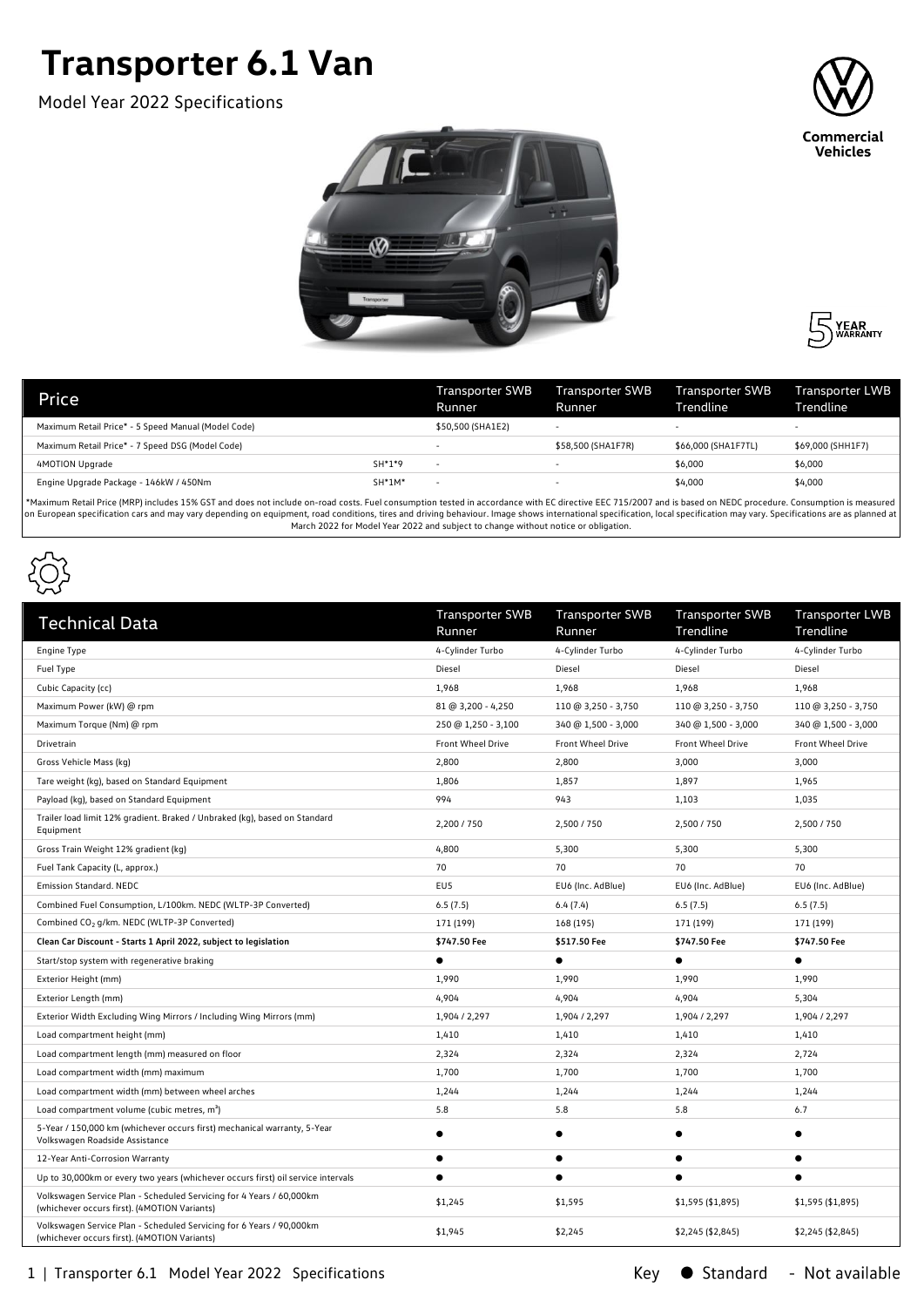# Transpoter 6.1 Van

Model Year 2022 Specifications

Commercial Vehicles

5 YEAR WARRANTY

| Price | | Transporter SWB Runner | Transporter SWB Runner | Transporter SWB Trendline | Transporter LWB Trendline |
|---|---|---|---|---|---|
| Maximum Retail Price* - 5 Speed Manual (Model Code) | | $50,500 (SHA1E2) | - | - | - |
| Maximum Retail Price* - 7 Speed DSG (Model Code) | | - | $58,500 (SHA1F7R) | $66,000 (SHA1F7TL) | $69,000 (SHH1F7) |
| 4MOTION Upgrade | SH*1*9 | - | - | $6,000 | $6,000 |
| Engine Upgrade Package - 146kW / 450Nm | SH*1M* | - | - | $4,000 | $4,000 |

*Maximum Retail Price (MRP) includes 15% GST and does not include on-road costs. Fuel consumption tested in accordance with EC directive EEC 715/2007 and is based on NEDC procedure. Consumption is measured on European specification cars and may vary depending on equipment, road conditions, tires and driving behaviour. Image shows international specification, local specification may vary. Specifications are as planned at March 2022 for Model Year 2022 and subject to change without notice or obligation.

| Technical Data | Transporter SWB Runner | Transporter SWB Runner | Transporter SWB Trendline | Transporter LWB Trendline |
|---|---|---|---|---|
| Engine Type | 4-Cylinder Turbo | 4-Cylinder Turbo | 4-Cylinder Turbo | 4-Cylinder Turbo |
| Fuel Type | Diesel | Diesel | Diesel | Diesel |
| Cubic Capacity (cc) | 1,968 | 1,968 | 1,968 | 1,968 |
| Maximum Power (kW) @ rpm | 81 @ 3,200 - 4,250 | 110 @ 3,250 - 3,750 | 110 @ 3,250 - 3,750 | 110 @ 3,250 - 3,750 |
| Maximum Torque (Nm) @ rpm | 250 @ 1,250 - 3,100 | 340 @ 1,500 - 3,000 | 340 @ 1,500 - 3,000 | 340 @ 1,500 - 3,000 |
| Drivetrain | Front Wheel Drive | Front Wheel Drive | Front Wheel Drive | Front Wheel Drive |
| Gross Vehicle Mass (kg) | 2,800 | 2,800 | 3,000 | 3,000 |
| Tare weight (kg), based on Standard Equipment | 1,806 | 1,857 | 1,897 | 1,965 |
| Payload (kg), based on Standard Equipment | 994 | 943 | 1,103 | 1,035 |
| Trailer load limit 12% gradient. Braked / Unbraked (kg), based on Standard Equipment | 2,200 / 750 | 2,500 / 750 | 2,500 / 750 | 2,500 / 750 |
| Gross Train Weight 12% gradient (kg) | 4,800 | 5,300 | 5,300 | 5,300 |
| Fuel Tank Capacity (L, approx.) | 70 | 70 | 70 | 70 |
| Emission Standard. NEDC | EU5 | EU6 (Inc. AdBlue) | EU6 (Inc. AdBlue) | EU6 (Inc. AdBlue) |
| Combined Fuel Consumption, L/100km. NEDC (WLTP-3P Converted) | 6.5 (7.5) | 6.4 (7.4) | 6.5 (7.5) | 6.5 (7.5) |
| Combined $CO_2$ g/km. NEDC (WLTP-3P Converted) | 171 (199) | 168 (195) | 171 (199) | 171 (199) |
| **Clean Car Discount - Starts 1 April 2022, subject to legislation** | **$747.50 Fee** | **$517.50 Fee** | **$747.50 Fee** | **$747.50 Fee** |
| Start/stop system with regenerative braking | ● | ● | ● | ● |
| Exterior Height (mm) | 1,990 | 1,990 | 1,990 | 1,990 |
| Exterior Length (mm) | 4,904 | 4,904 | 4,904 | 5,304 |
| Exterior Width Excluding Wing Mirrors / Including Wing Mirrors (mm) | 1,904 / 2,297 | 1,904 / 2,297 | 1,904 / 2,297 | 1,904 / 2,297 |
| Load compartment height (mm) | 1,410 | 1,410 | 1,410 | 1,410 |
| Load compartment length (mm) measured on floor | 2,324 | 2,324 | 2,324 | 2,724 |
| Load compartment width (mm) maximum | 1,700 | 1,700 | 1,700 | 1,700 |
| Load compartment width (mm) between wheel arches | 1,244 | 1,244 | 1,244 | 1,244 |
| Load compartment volume (cubic metres, $m^3$) | 5.8 | 5.8 | 5.8 | 6.7 |
| 5-Year / 150,000 km (whichever occurs first) mechanical warranty, 5-Year Volkswagen Roadside Assistance | ● | ● | ● | ● |
| 12-Year Anti-Corrosion Warranty | ● | ● | ● | ● |
| Up to 30,000km or every two years (whichever occurs first) oil service intervals | ● | ● | ● | ● |
| Volkswagen Service Plan - Scheduled Servicing for 4 Years / 60,000km (whichever occurs first). (4MOTION Variants) | $1,245 | $1,595 | $1,595 ($1,895) | $1,595 ($1,895) |
| Volkswagen Service Plan - Scheduled Servicing for 6 Years / 90,000km (whichever occurs first). (4MOTION Variants) | $1,945 | $2,245 | $2,245 ($2,845) | $2,245 ($2,845) |

Key ● Standard - Not available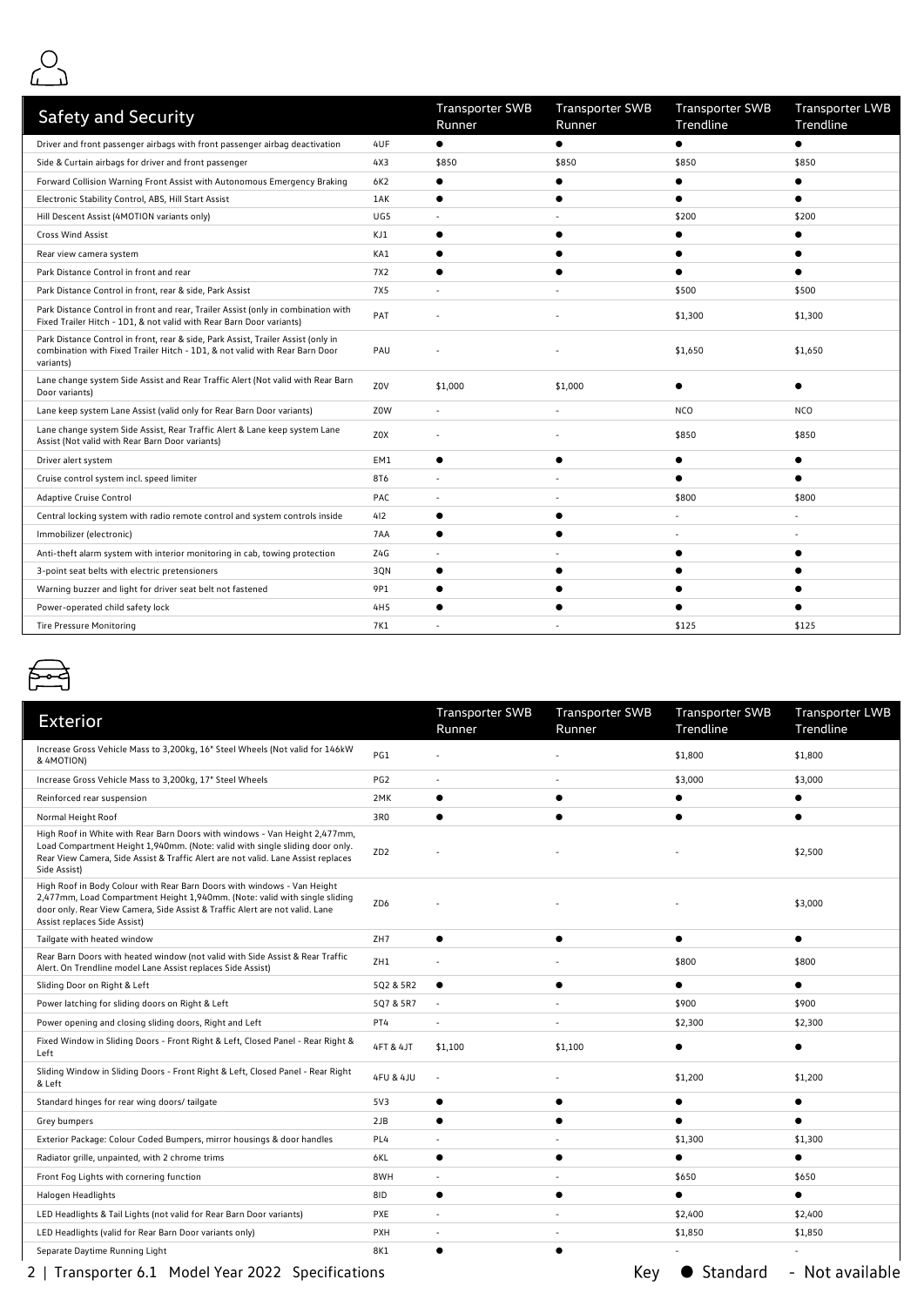## Safety and Security

| Safety and Security | | Transporter SWB Runner | Transporter SWB Runner | Transporter SWB Trendline | Transporter LWB Trendline |
|---|---|---|---|---|---|
| Driver and front passenger airbags with front passenger airbag deactivation | 4UF | ● | ● | ● | ● |
| Side & Curtain airbags for driver and front passenger | 4X3 | $850 | $850 | $850 | $850 |
| Forward Collision Warning Front Assist with Autonomous Emergency Braking | 6K2 | ● | ● | ● | ● |
| Electronic Stability Control, ABS, Hill Start Assist | 1AK | ● | ● | ● | ● |
| Hill Descent Assist (4MOTION variants only) | UG5 | - | - | $200 | $200 |
| Cross Wind Assist | KJ1 | ● | ● | ● | ● |
| Rear view camera system | KA1 | ● | ● | ● | ● |
| Park Distance Control in front and rear | 7X2 | ● | ● | ● | ● |
| Park Distance Control in front, rear & side, Park Assist | 7X5 | - | - | $500 | $500 |
| Park Distance Control in front and rear, Trailer Assist (only in combination with Fixed Trailer Hitch - 1D1, & not valid with Rear Barn Door variants) | PAT | - | - | $1,300 | $1,300 |
| Park Distance Control in front, rear & side, Park Assist, Trailer Assist (only in combination with Fixed Trailer Hitch - 1D1, & not valid with Rear Barn Door variants) | PAU | - | - | $1,650 | $1,650 |
| Lane change system Side Assist and Rear Traffic Alert (Not valid with Rear Barn Door variants) | Z0V | $1,000 | $1,000 | ● | ● |
| Lane keep system Lane Assist (valid only for Rear Barn Door variants) | Z0W | - | - | NCO | NCO |
| Lane change system Side Assist, Rear Traffic Alert & Lane keep system Lane Assist (Not valid with Rear Barn Door variants) | Z0X | - | - | $850 | $850 |
| Driver alert system | EM1 | ● | ● | ● | ● |
| Cruise control system incl. speed limiter | 8T6 | - | - | ● | ● |
| Adaptive Cruise Control | PAC | - | - | $800 | $800 |
| Central locking system with radio remote control and system controls inside | 4I2 | ● | ● | - | - |
| Immobilizer (electronic) | 7AA | ● | ● | - | - |
| Anti-theft alarm system with interior monitoring in cab, towing protection | Z4G | - | - | ● | ● |
| 3-point seat belts with electric pretensioners | 3QN | ● | ● | ● | ● |
| Warning buzzer and light for driver seat belt not fastened | 9P1 | ● | ● | ● | ● |
| Power-operated child safety lock | 4H5 | ● | ● | ● | ● |
| Tire Pressure Monitoring | 7K1 | - | - | $125 | $125 |

## Exterior

| Exterior | | Transporter SWB Runner | Transporter SWB Runner | Transporter SWB Trendline | Transporter LWB Trendline |
|---|---|---|---|---|---|
| Increase Gross Vehicle Mass to 3,200kg, 16" Steel Wheels (Not valid for 146kW & 4MOTION) | PG1 | - | - | $1,800 | $1,800 |
| Increase Gross Vehicle Mass to 3,200kg, 17" Steel Wheels | PG2 | - | - | $3,000 | $3,000 |
| Reinforced rear suspension | 2MK | ● | ● | ● | ● |
| Normal Height Roof | 3R0 | ● | ● | ● | ● |
| High Roof in White with Rear Barn Doors with windows - Van Height 2,477mm, Load Compartment Height 1,940mm. (Note: valid with single sliding door only. Rear View Camera, Side Assist & Traffic Alert are not valid. Lane Assist replaces Side Assist) | ZD2 | - | - | - | $2,500 |
| High Roof in Body Colour with Rear Barn Doors with windows - Van Height 2,477mm, Load Compartment Height 1,940mm. (Note: valid with single sliding door only. Rear View Camera, Side Assist & Traffic Alert are not valid. Lane Assist replaces Side Assist) | ZD6 | - | - | - | $3,000 |
| Tailgate with heated window | ZH7 | ● | ● | ● | ● |
| Rear Barn Doors with heated window (not valid with Side Assist & Rear Traffic Alert. On Trendline model Lane Assist replaces Side Assist) | ZH1 | - | - | $800 | $800 |
| Sliding Door on Right & Left | 5Q2 & 5R2 | ● | ● | ● | ● |
| Power latching for sliding doors on Right & Left | 5Q7 & 5R7 | - | - | $900 | $900 |
| Power opening and closing sliding doors, Right and Left | PT4 | - | - | $2,300 | $2,300 |
| Fixed Window in Sliding Doors - Front Right & Left, Closed Panel - Rear Right & Left | 4FT & 4JT | $1,100 | $1,100 | ● | ● |
| Sliding Window in Sliding Doors - Front Right & Left, Closed Panel - Rear Right & Left | 4FU & 4JU | - | - | $1,200 | $1,200 |
| Standard hinges for rear wing doors/ tailgate | 5V3 | ● | ● | ● | ● |
| Grey bumpers | 2JB | ● | ● | ● | ● |
| Exterior Package: Colour Coded Bumpers, mirror housings & door handles | PL4 | - | - | $1,300 | $1,300 |
| Radiator grille, unpainted, with 2 chrome trims | 6KL | ● | ● | ● | ● |
| Front Fog Lights with cornering function | 8WH | - | - | $650 | $650 |
| Halogen Headlights | 8ID | ● | ● | ● | ● |
| LED Headlights & Tail Lights (not valid for Rear Barn Door variants) | PXE | - | - | $2,400 | $2,400 |
| LED Headlights (valid for Rear Barn Door variants only) | PXH | - | - | $1,850 | $1,850 |
| Separate Daytime Running Light | 8K1 | ● | ● | - | - |

Key ● Standard - Not available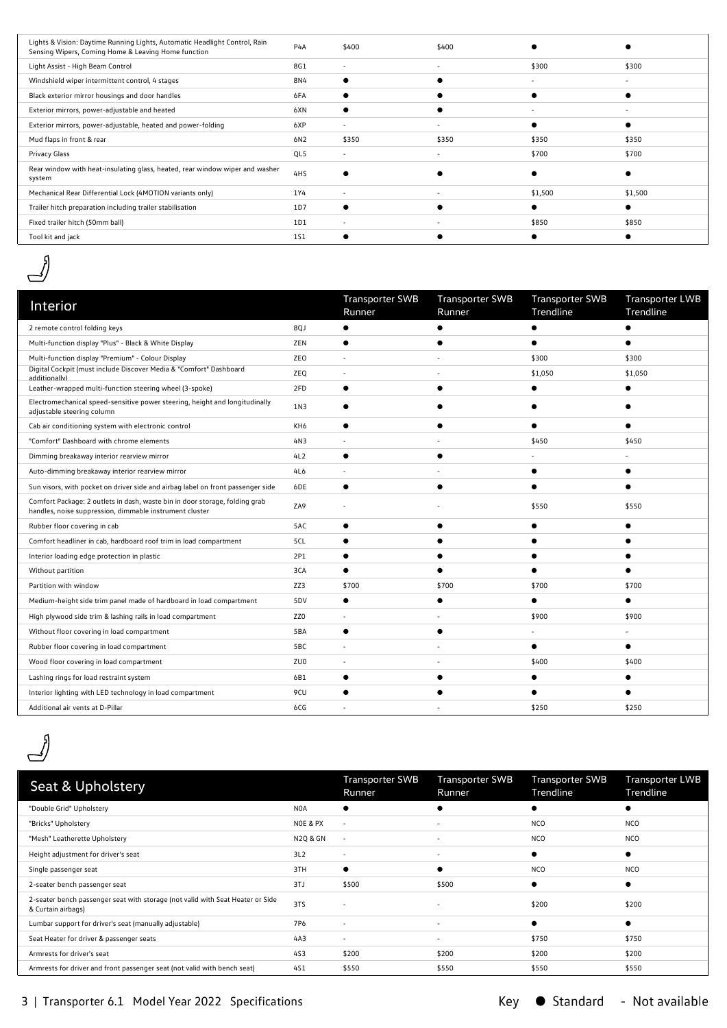| | | | | | |
|---|---|---|---|---|---|
| Lights & Vision: Daytime Running Lights, Automatic Headlight Control, Rain Sensing Wipers, Coming Home & Leaving Home function | P4A | $400 | $400 | ● | ● |
| Light Assist - High Beam Control | 8G1 | - | - | $300 | $300 |
| Windshield wiper intermittent control, 4 stages | 8N4 | ● | ● | - | - |
| Black exterior mirror housings and door handles | 6FA | ● | ● | ● | ● |
| Exterior mirrors, power-adjustable and heated | 6XN | ● | ● | - | - |
| Exterior mirrors, power-adjustable, heated and power-folding | 6XP | - | - | ● | ● |
| Mud flaps in front & rear | 6N2 | $350 | $350 | $350 | $350 |
| Privacy Glass | QL5 | - | - | $700 | $700 |
| Rear window with heat-insulating glass, heated, rear window wiper and washer system | 4HS | ● | ● | ● | ● |
| Mechanical Rear Differential Lock (4MOTION variants only) | 1Y4 | - | - | $1,500 | $1,500 |
| Trailer hitch preparation including trailer stabilisation | 1D7 | ● | ● | ● | ● |
| Fixed trailer hitch (50mm ball) | 1D1 | - | - | $850 | $850 |
| Tool kit and jack | 1S1 | ● | ● | ● | ● |

| Interior | | Transporter SWB Runner | Transporter SWB Runner | Transporter SWB Trendline | Transporter LWB Trendline |
|---|---|---|---|---|---|
| 2 remote control folding keys | 8QJ | ● | ● | ● | ● |
| Multi-function display "Plus" - Black & White Display | ZEN | ● | ● | ● | ● |
| Multi-function display "Premium" - Colour Display | ZEO | - | - | $300 | $300 |
| Digital Cockpit (must include Discover Media & "Comfort" Dashboard additionally) | ZEQ | - | - | $1,050 | $1,050 |
| Leather-wrapped multi-function steering wheel (3-spoke) | 2FD | ● | ● | ● | ● |
| Electromechanical speed-sensitive power steering, height and longitudinally adjustable steering column | 1N3 | ● | ● | ● | ● |
| Cab air conditioning system with electronic control | KH6 | ● | ● | ● | ● |
| "Comfort" Dashboard with chrome elements | 4N3 | - | - | $450 | $450 |
| Dimming breakaway interior rearview mirror | 4L2 | ● | ● | - | - |
| Auto-dimming breakaway interior rearview mirror | 4L6 | - | - | ● | ● |
| Sun visors, with pocket on driver side and airbag label on front passenger side | 6DE | ● | ● | ● | ● |
| Comfort Package: 2 outlets in dash, waste bin in door storage, folding grab handles, noise suppression, dimmable instrument cluster | ZA9 | - | - | $550 | $550 |
| Rubber floor covering in cab | 5AC | ● | ● | ● | ● |
| Comfort headliner in cab, hardboard roof trim in load compartment | 5CL | ● | ● | ● | ● |
| Interior loading edge protection in plastic | 2P1 | ● | ● | ● | ● |
| Without partition | 3CA | ● | ● | ● | ● |
| Partition with window | ZZ3 | $700 | $700 | $700 | $700 |
| Medium-height side trim panel made of hardboard in load compartment | 5DV | ● | ● | ● | ● |
| High plywood side trim & lashing rails in load compartment | ZZ0 | - | - | $900 | $900 |
| Without floor covering in load compartment | 5BA | ● | ● | - | - |
| Rubber floor covering in load compartment | 5BC | - | - | ● | ● |
| Wood floor covering in load compartment | ZU0 | - | - | $400 | $400 |
| Lashing rings for load restraint system | 6B1 | ● | ● | ● | ● |
| Interior lighting with LED technology in load compartment | 9CU | ● | ● | ● | ● |
| Additional air vents at D-Pillar | 6CG | - | - | $250 | $250 |

| Seat & Upholstery | | Transporter SWB Runner | Transporter SWB Runner | Transporter SWB Trendline | Transporter LWB Trendline |
|---|---|---|---|---|---|
| "Double Grid" Upholstery | N0A | ● | ● | ● | ● |
| "Bricks" Upholstery | N0E & PX | - | - | NCO | NCO |
| "Mesh" Leatherette Upholstery | N2Q & GN | - | - | NCO | NCO |
| Height adjustment for driver's seat | 3L2 | - | - | ● | ● |
| Single passenger seat | 3TH | ● | ● | NCO | NCO |
| 2-seater bench passenger seat | 3TJ | $500 | $500 | ● | ● |
| 2-seater bench passenger seat with storage (not valid with Seat Heater or Side & Curtain airbags) | 3TS | - | - | $200 | $200 |
| Lumbar support for driver's seat (manually adjustable) | 7P6 | - | - | ● | ● |
| Seat Heater for driver & passenger seats | 4A3 | - | - | $750 | $750 |
| Armrests for driver's seat | 4S3 | $200 | $200 | $200 | $200 |
| Armrests for driver and front passenger seat (not valid with bench seat) | 4S1 | $550 | $550 | $550 | $550 |

Key ● Standard - Not available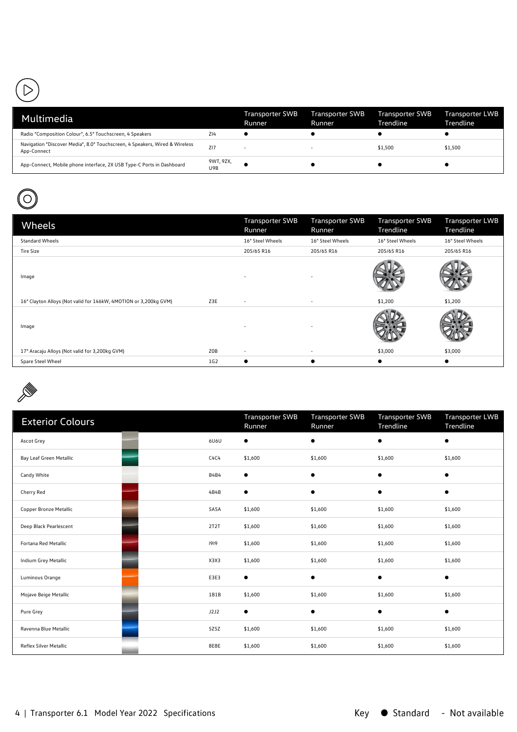| Multimedia | | Transporter SWB Runner | Transporter SWB Runner | Transporter SWB Trendline | Transporter LWB Trendline |
|---|---|---|---|---|---|
| Radio "Composition Colour", 6.5" Touchscreen, 4 Speakers | ZI4 | ● | ● | ● | ● |
| Navigation "Discover Media", 8.0" Touchscreen, 4 Speakers, Wired & Wireless App-Connect | ZI7 | - | - | $1,500 | $1,500 |
| App-Connect, Mobile phone interface, 2X USB Type-C Ports in Dashboard | 9WT, 9ZX, U9B | ● | ● | ● | ● |

| Wheels | | Transporter SWB Runner | Transporter SWB Runner | Transporter SWB Trendline | Transporter LWB Trendline |
|---|---|---|---|---|---|
| Standard Wheels | | 16" Steel Wheels | 16" Steel Wheels | 16" Steel Wheels | 16" Steel Wheels |
| Tire Size | | 205/65 R16 | 205/65 R16 | 205/65 R16 | 205/65 R16 |
| Image | | - | - | | |
| 16" Clayton Alloys (Not valid for 146kW, 4MOTION or 3,200kg GVM) | Z3E | - | - | $1,200 | $1,200 |
| Image | | - | - | | |
| 17" Aracaju Alloys (Not valid for 3,200kg GVM) | Z0B | - | - | $3,000 | $3,000 |
| Spare Steel Wheel | 1G2 | ● | ● | ● | ● |

| Exterior Colours | | Transporter SWB Runner | Transporter SWB Runner | Transporter SWB Trendline | Transporter LWB Trendline |
|---|---|---|---|---|---|
| Ascot Grey | 6U6U | ● | ● | ● | ● |
| Bay Leaf Green Metallic | C4C4 | $1,600 | $1,600 | $1,600 | $1,600 |
| Candy White | B4B4 | ● | ● | ● | ● |
| Cherry Red | 4B4B | ● | ● | ● | ● |
| Copper Bronze Metallic | 5A5A | $1,600 | $1,600 | $1,600 | $1,600 |
| Deep Black Pearlescent | 2T2T | $1,600 | $1,600 | $1,600 | $1,600 |
| Fortana Red Metallic | I9I9 | $1,600 | $1,600 | $1,600 | $1,600 |
| Indium Grey Metallic | X3X3 | $1,600 | $1,600 | $1,600 | $1,600 |
| Luminous Orange | E3E3 | ● | ● | ● | ● |
| Mojave Beige Metallic | 1B1B | $1,600 | $1,600 | $1,600 | $1,600 |
| Pure Grey | J2J2 | ● | ● | ● | ● |
| Ravenna Blue Metallic | 5Z5Z | $1,600 | $1,600 | $1,600 | $1,600 |
| Reflex Silver Metallic | 8E8E | $1,600 | $1,600 | $1,600 | $1,600 |

Key ● Standard - Not available